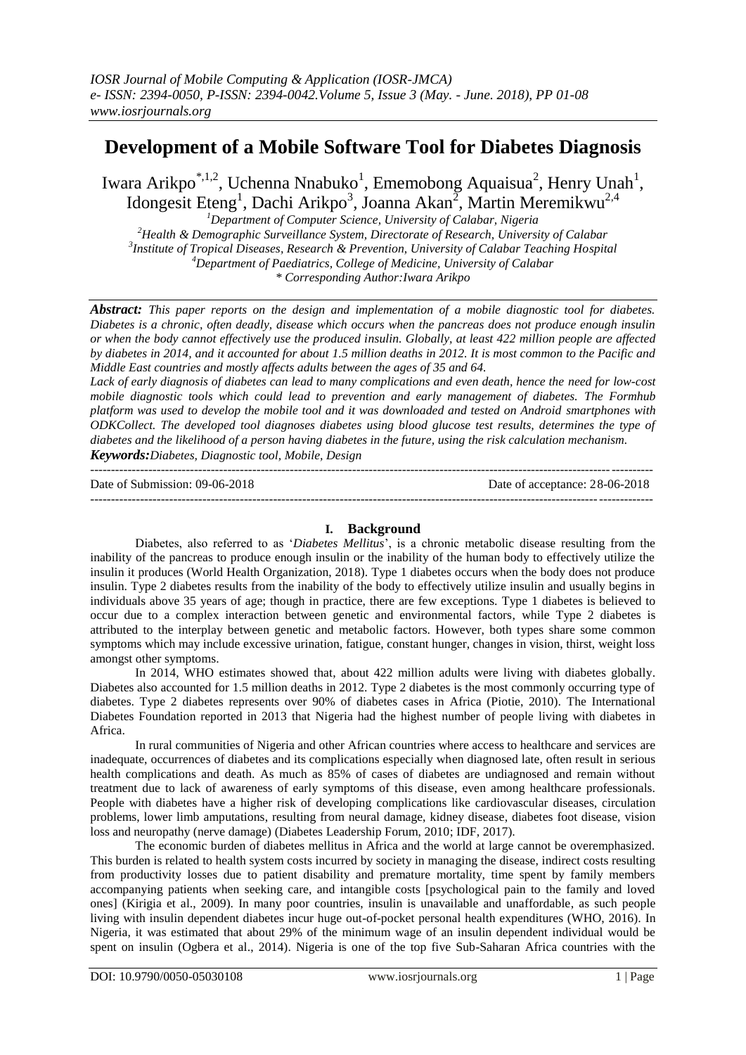# Development of a Mobile Software Tool for Diabetes Diagnosis

Iwara Arikpo[*,1,2], Uchenna Nnabuko[1], Ememobong Aquaisua[2], Henry Unah[1], Idongesit Eteng[1], Dachi Arikpo[3], Joanna Akan[2], Martin Meremikwu[2,4]

[1]Department of Computer Science, University of Calabar, Nigeria
[2]Health & Demographic Surveillance System, Directorate of Research, University of Calabar
[3]Institute of Tropical Diseases, Research & Prevention, University of Calabar Teaching Hospital
[4]Department of Paediatrics, College of Medicine, University of Calabar
* Corresponding Author:Iwara Arikpo

***Abstract:*** *This paper reports on the design and implementation of a mobile diagnostic tool for diabetes. Diabetes is a chronic, often deadly, disease which occurs when the pancreas does not produce enough insulin or when the body cannot effectively use the produced insulin. Globally, at least 422 million people are affected by diabetes in 2014, and it accounted for about 1.5 million deaths in 2012. It is most common to the Pacific and Middle East countries and mostly affects adults between the ages of 35 and 64.*

*Lack of early diagnosis of diabetes can lead to many complications and even death, hence the need for low-cost mobile diagnostic tools which could lead to prevention and early management of diabetes. The Formhub platform was used to develop the mobile tool and it was downloaded and tested on Android smartphones with ODKCollect. The developed tool diagnoses diabetes using blood glucose test results, determines the type of diabetes and the likelihood of a person having diabetes in the future, using the risk calculation mechanism.*

***Keywords:****Diabetes, Diagnostic tool, Mobile, Design*

Date of Submission: 09-06-2018 Date of acceptance: 28-06-2018

## I. Background

Diabetes, also referred to as '*Diabetes Mellitus*', is a chronic metabolic disease resulting from the inability of the pancreas to produce enough insulin or the inability of the human body to effectively utilize the insulin it produces (World Health Organization, 2018). Type 1 diabetes occurs when the body does not produce insulin. Type 2 diabetes results from the inability of the body to effectively utilize insulin and usually begins in individuals above 35 years of age; though in practice, there are few exceptions. Type 1 diabetes is believed to occur due to a complex interaction between genetic and environmental factors, while Type 2 diabetes is attributed to the interplay between genetic and metabolic factors. However, both types share some common symptoms which may include excessive urination, fatigue, constant hunger, changes in vision, thirst, weight loss amongst other symptoms.

In 2014, WHO estimates showed that, about 422 million adults were living with diabetes globally. Diabetes also accounted for 1.5 million deaths in 2012. Type 2 diabetes is the most commonly occurring type of diabetes. Type 2 diabetes represents over 90% of diabetes cases in Africa (Piotie, 2010). The International Diabetes Foundation reported in 2013 that Nigeria had the highest number of people living with diabetes in Africa.

In rural communities of Nigeria and other African countries where access to healthcare and services are inadequate, occurrences of diabetes and its complications especially when diagnosed late, often result in serious health complications and death. As much as 85% of cases of diabetes are undiagnosed and remain without treatment due to lack of awareness of early symptoms of this disease, even among healthcare professionals. People with diabetes have a higher risk of developing complications like cardiovascular diseases, circulation problems, lower limb amputations, resulting from neural damage, kidney disease, diabetes foot disease, vision loss and neuropathy (nerve damage) (Diabetes Leadership Forum, 2010; IDF, 2017).

The economic burden of diabetes mellitus in Africa and the world at large cannot be overemphasized. This burden is related to health system costs incurred by society in managing the disease, indirect costs resulting from productivity losses due to patient disability and premature mortality, time spent by family members accompanying patients when seeking care, and intangible costs [psychological pain to the family and loved ones] (Kirigia et al., 2009). In many poor countries, insulin is unavailable and unaffordable, as such people living with insulin dependent diabetes incur huge out-of-pocket personal health expenditures (WHO, 2016). In Nigeria, it was estimated that about 29% of the minimum wage of an insulin dependent individual would be spent on insulin (Ogbera et al., 2014). Nigeria is one of the top five Sub-Saharan Africa countries with the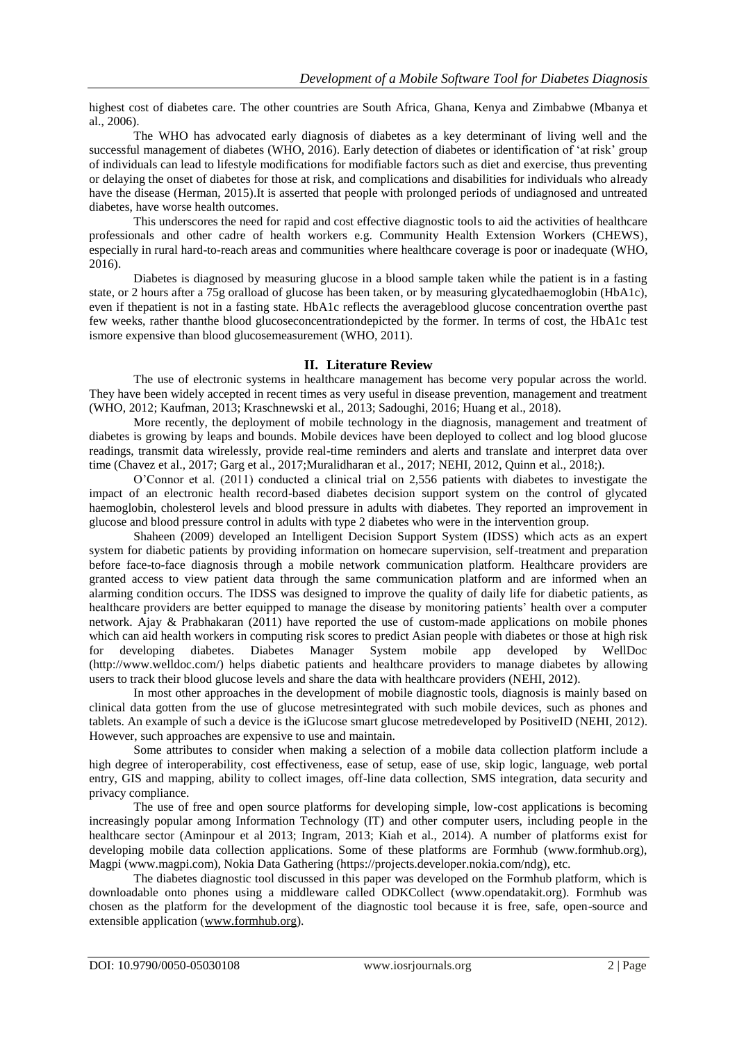highest cost of diabetes care. The other countries are South Africa, Ghana, Kenya and Zimbabwe (Mbanya et al., 2006).

The WHO has advocated early diagnosis of diabetes as a key determinant of living well and the successful management of diabetes (WHO, 2016). Early detection of diabetes or identification of 'at risk' group of individuals can lead to lifestyle modifications for modifiable factors such as diet and exercise, thus preventing or delaying the onset of diabetes for those at risk, and complications and disabilities for individuals who already have the disease (Herman, 2015).It is asserted that people with prolonged periods of undiagnosed and untreated diabetes, have worse health outcomes.

This underscores the need for rapid and cost effective diagnostic tools to aid the activities of healthcare professionals and other cadre of health workers e.g. Community Health Extension Workers (CHEWS), especially in rural hard-to-reach areas and communities where healthcare coverage is poor or inadequate (WHO, 2016).

Diabetes is diagnosed by measuring glucose in a blood sample taken while the patient is in a fasting state, or 2 hours after a 75g oralload of glucose has been taken, or by measuring glycatedhaemoglobin (HbA1c), even if thepatient is not in a fasting state. HbA1c reflects the averageblood glucose concentration overthe past few weeks, rather thanthe blood glucoseconcentrationdepicted by the former. In terms of cost, the HbA1c test ismore expensive than blood glucosemeasurement (WHO, 2011).

## II. Literature Review

The use of electronic systems in healthcare management has become very popular across the world. They have been widely accepted in recent times as very useful in disease prevention, management and treatment (WHO, 2012; Kaufman, 2013; Kraschnewski et al., 2013; Sadoughi, 2016; Huang et al., 2018).

More recently, the deployment of mobile technology in the diagnosis, management and treatment of diabetes is growing by leaps and bounds. Mobile devices have been deployed to collect and log blood glucose readings, transmit data wirelessly, provide real-time reminders and alerts and translate and interpret data over time (Chavez et al., 2017; Garg et al., 2017;Muralidharan et al., 2017; NEHI, 2012, Quinn et al., 2018;).

O'Connor et al. (2011) conducted a clinical trial on 2,556 patients with diabetes to investigate the impact of an electronic health record-based diabetes decision support system on the control of glycated haemoglobin, cholesterol levels and blood pressure in adults with diabetes. They reported an improvement in glucose and blood pressure control in adults with type 2 diabetes who were in the intervention group.

Shaheen (2009) developed an Intelligent Decision Support System (IDSS) which acts as an expert system for diabetic patients by providing information on homecare supervision, self-treatment and preparation before face-to-face diagnosis through a mobile network communication platform. Healthcare providers are granted access to view patient data through the same communication platform and are informed when an alarming condition occurs. The IDSS was designed to improve the quality of daily life for diabetic patients, as healthcare providers are better equipped to manage the disease by monitoring patients' health over a computer network. Ajay & Prabhakaran (2011) have reported the use of custom-made applications on mobile phones which can aid health workers in computing risk scores to predict Asian people with diabetes or those at high risk for developing diabetes. Diabetes Manager System mobile app developed by WellDoc (http://www.welldoc.com/) helps diabetic patients and healthcare providers to manage diabetes by allowing users to track their blood glucose levels and share the data with healthcare providers (NEHI, 2012).

In most other approaches in the development of mobile diagnostic tools, diagnosis is mainly based on clinical data gotten from the use of glucose metresintegrated with such mobile devices, such as phones and tablets. An example of such a device is the iGlucose smart glucose metredeveloped by PositiveID (NEHI, 2012). However, such approaches are expensive to use and maintain.

Some attributes to consider when making a selection of a mobile data collection platform include a high degree of interoperability, cost effectiveness, ease of setup, ease of use, skip logic, language, web portal entry, GIS and mapping, ability to collect images, off-line data collection, SMS integration, data security and privacy compliance.

The use of free and open source platforms for developing simple, low-cost applications is becoming increasingly popular among Information Technology (IT) and other computer users, including people in the healthcare sector (Aminpour et al 2013; Ingram, 2013; Kiah et al., 2014). A number of platforms exist for developing mobile data collection applications. Some of these platforms are Formhub (www.formhub.org), Magpi (www.magpi.com), Nokia Data Gathering (https://projects.developer.nokia.com/ndg), etc.

The diabetes diagnostic tool discussed in this paper was developed on the Formhub platform, which is downloadable onto phones using a middleware called ODKCollect (www.opendatakit.org). Formhub was chosen as the platform for the development of the diagnostic tool because it is free, safe, open-source and extensible application (www.formhub.org).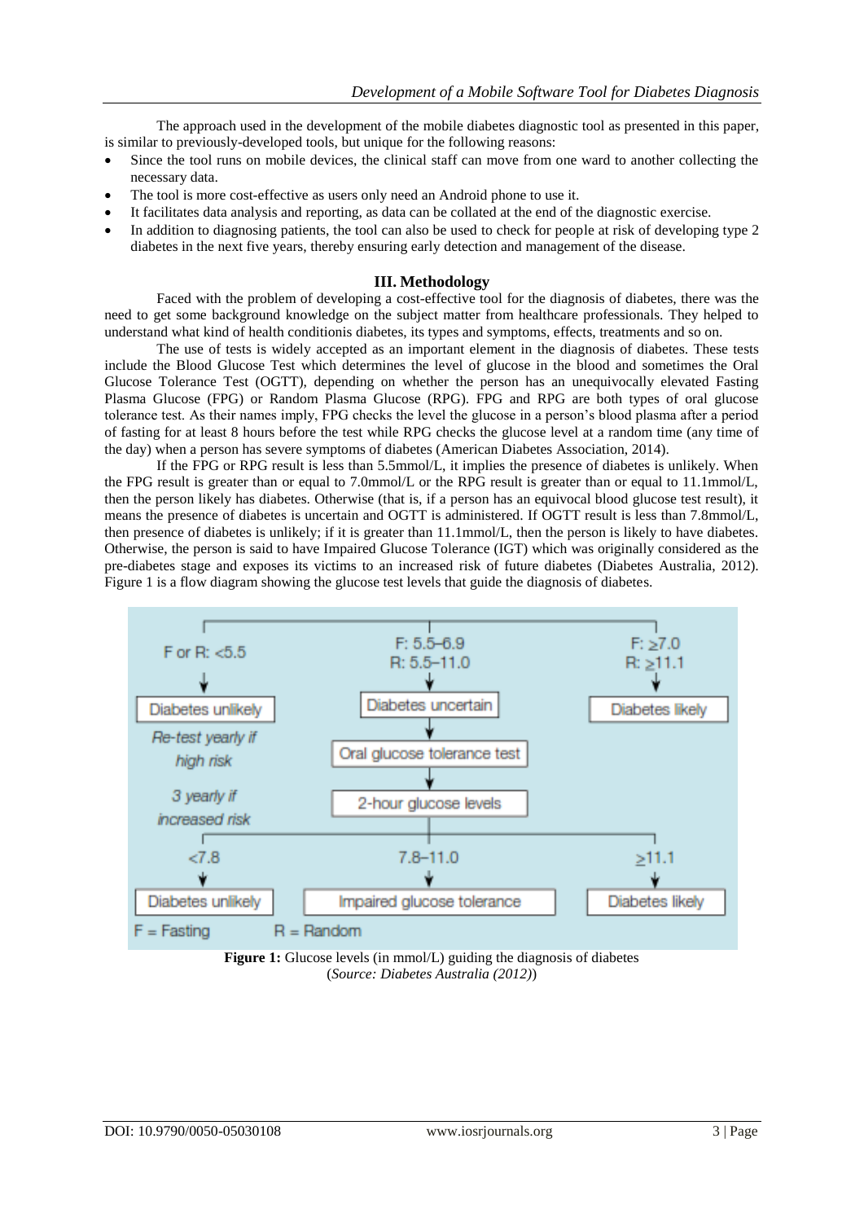The approach used in the development of the mobile diabetes diagnostic tool as presented in this paper, is similar to previously-developed tools, but unique for the following reasons:

- Since the tool runs on mobile devices, the clinical staff can move from one ward to another collecting the necessary data.
- The tool is more cost-effective as users only need an Android phone to use it.
- It facilitates data analysis and reporting, as data can be collated at the end of the diagnostic exercise.
- In addition to diagnosing patients, the tool can also be used to check for people at risk of developing type 2 diabetes in the next five years, thereby ensuring early detection and management of the disease.

## III. Methodology

Faced with the problem of developing a cost-effective tool for the diagnosis of diabetes, there was the need to get some background knowledge on the subject matter from healthcare professionals. They helped to understand what kind of health conditionis diabetes, its types and symptoms, effects, treatments and so on.

The use of tests is widely accepted as an important element in the diagnosis of diabetes. These tests include the Blood Glucose Test which determines the level of glucose in the blood and sometimes the Oral Glucose Tolerance Test (OGTT), depending on whether the person has an unequivocally elevated Fasting Plasma Glucose (FPG) or Random Plasma Glucose (RPG). FPG and RPG are both types of oral glucose tolerance test. As their names imply, FPG checks the level the glucose in a person's blood plasma after a period of fasting for at least 8 hours before the test while RPG checks the glucose level at a random time (any time of the day) when a person has severe symptoms of diabetes (American Diabetes Association, 2014).

If the FPG or RPG result is less than 5.5mmol/L, it implies the presence of diabetes is unlikely. When the FPG result is greater than or equal to 7.0mmol/L or the RPG result is greater than or equal to 11.1mmol/L, then the person likely has diabetes. Otherwise (that is, if a person has an equivocal blood glucose test result), it means the presence of diabetes is uncertain and OGTT is administered. If OGTT result is less than 7.8mmol/L, then presence of diabetes is unlikely; if it is greater than 11.1mmol/L, then the person is likely to have diabetes. Otherwise, the person is said to have Impaired Glucose Tolerance (IGT) which was originally considered as the pre-diabetes stage and exposes its victims to an increased risk of future diabetes (Diabetes Australia, 2012). Figure 1 is a flow diagram showing the glucose test levels that guide the diagnosis of diabetes.

**Figure 1:** Glucose levels (in mmol/L) guiding the diagnosis of diabetes
(*Source: Diabetes Australia (2012)*)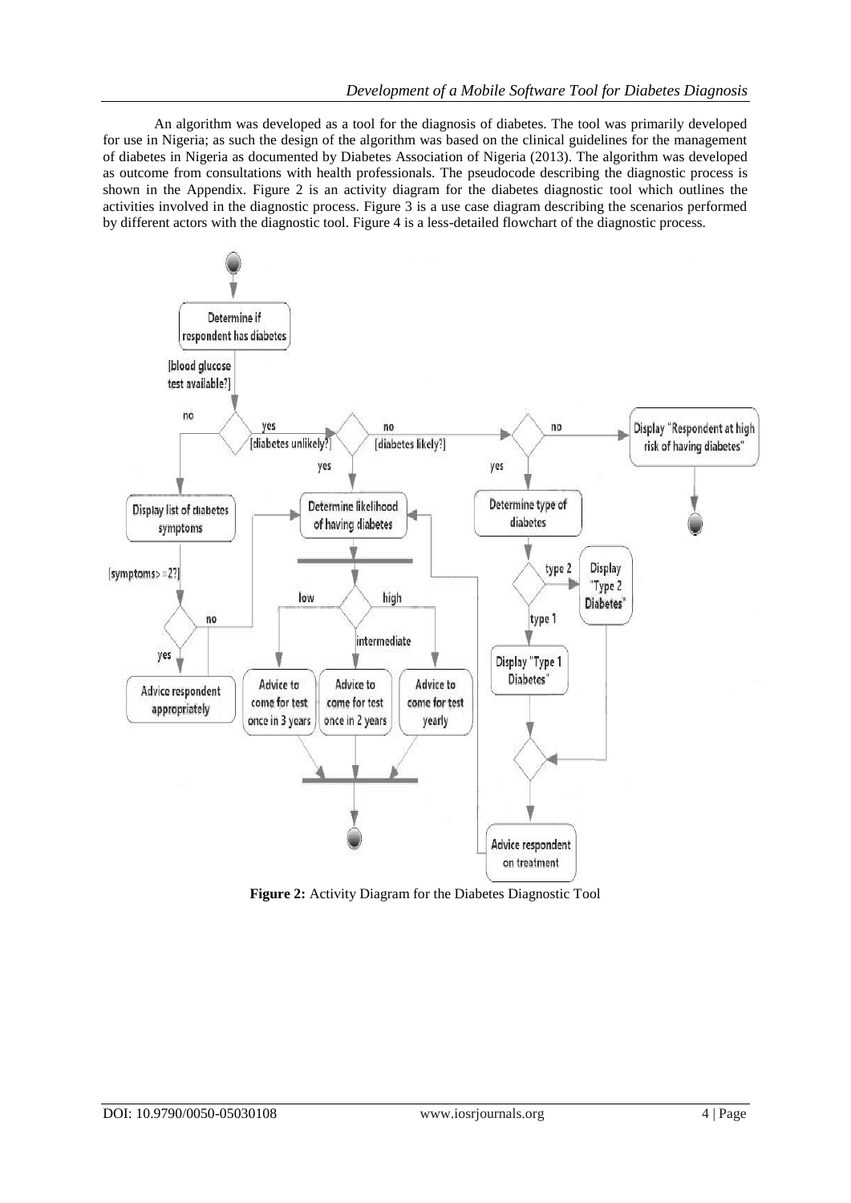An algorithm was developed as a tool for the diagnosis of diabetes. The tool was primarily developed for use in Nigeria; as such the design of the algorithm was based on the clinical guidelines for the management of diabetes in Nigeria as documented by Diabetes Association of Nigeria (2013). The algorithm was developed as outcome from consultations with health professionals. The pseudocode describing the diagnostic process is shown in the Appendix. Figure 2 is an activity diagram for the diabetes diagnostic tool which outlines the activities involved in the diagnostic process. Figure 3 is a use case diagram describing the scenarios performed by different actors with the diagnostic tool. Figure 4 is a less-detailed flowchart of the diagnostic process.

**Figure 2:** Activity Diagram for the Diabetes Diagnostic Tool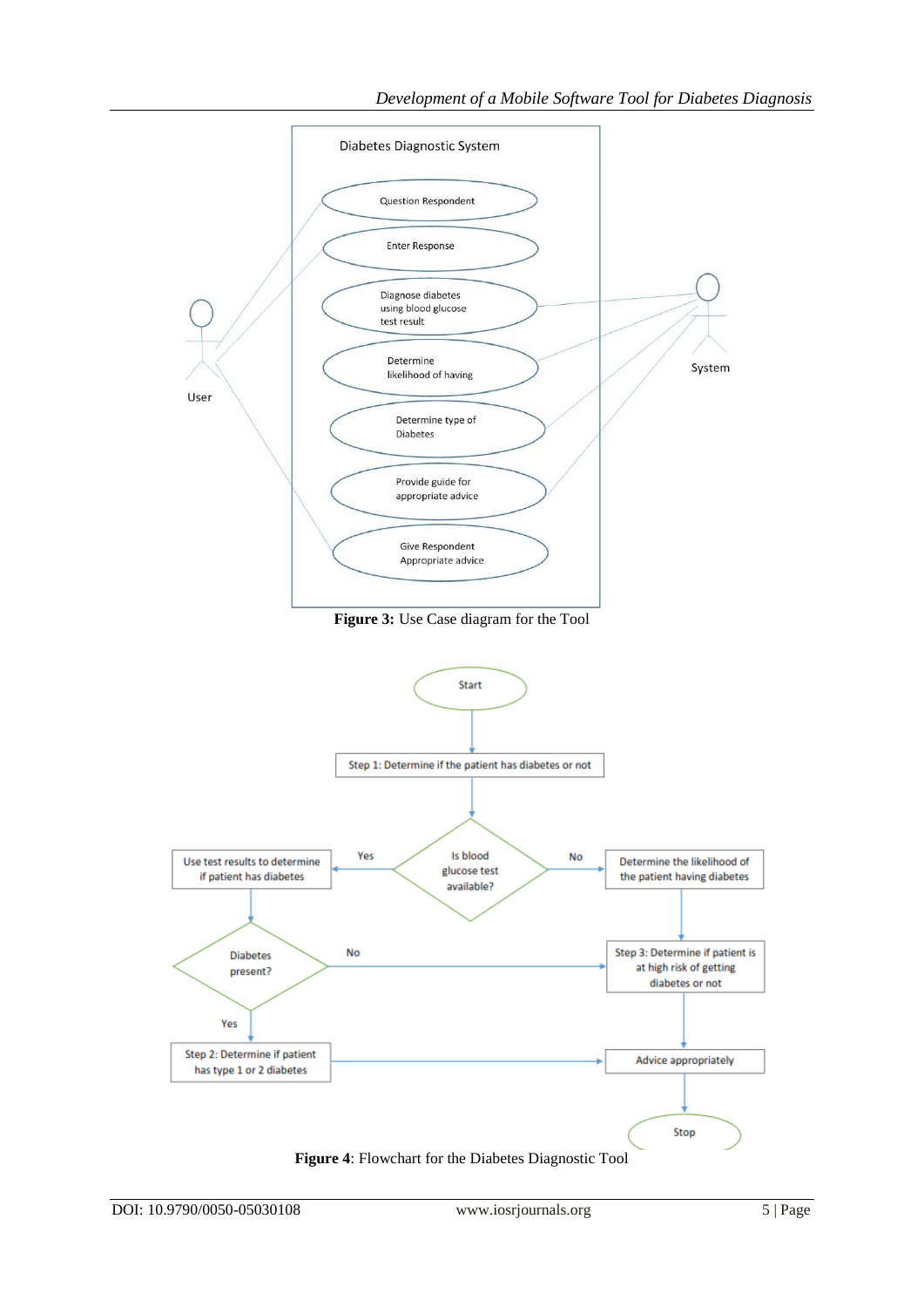**Figure 3:** Use Case diagram for the Tool

**Figure 4**: Flowchart for the Diabetes Diagnostic Tool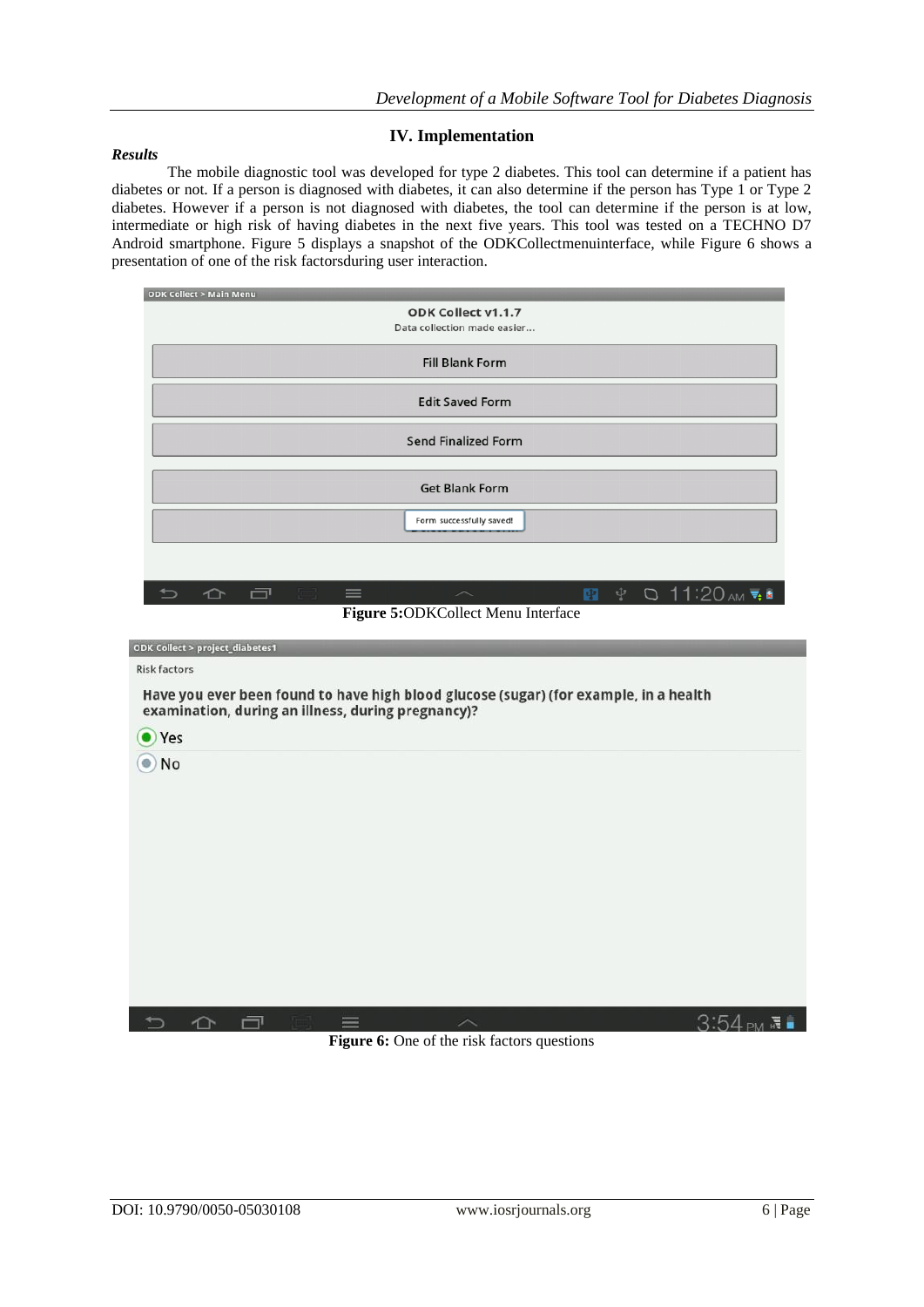## IV. Implementation

***Results***

The mobile diagnostic tool was developed for type 2 diabetes. This tool can determine if a patient has diabetes or not. If a person is diagnosed with diabetes, it can also determine if the person has Type 1 or Type 2 diabetes. However if a person is not diagnosed with diabetes, the tool can determine if the person is at low, intermediate or high risk of having diabetes in the next five years. This tool was tested on a TECHNO D7 Android smartphone. Figure 5 displays a snapshot of the ODKCollectmenuinterface, while Figure 6 shows a presentation of one of the risk factorsduring user interaction.

**Figure 5:**ODKCollect Menu Interface

**Figure 6:** One of the risk factors questions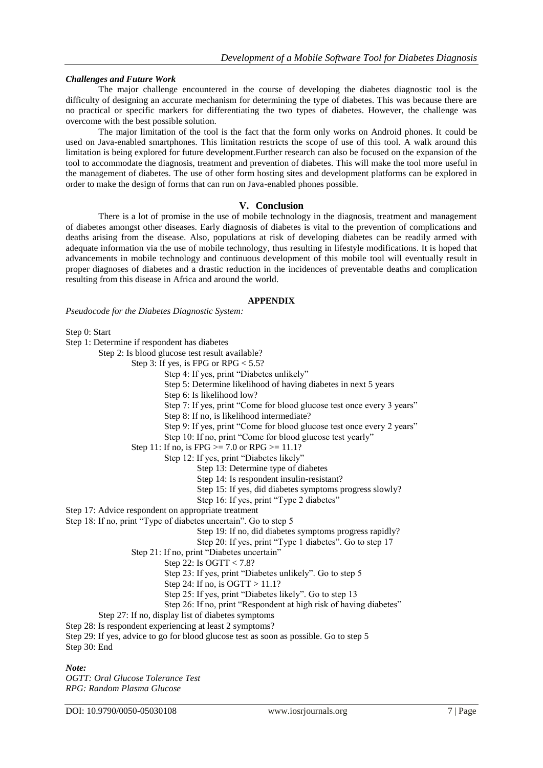### *Challenges and Future Work*

The major challenge encountered in the course of developing the diabetes diagnostic tool is the difficulty of designing an accurate mechanism for determining the type of diabetes. This was because there are no practical or specific markers for differentiating the two types of diabetes. However, the challenge was overcome with the best possible solution.

The major limitation of the tool is the fact that the form only works on Android phones. It could be used on Java-enabled smartphones. This limitation restricts the scope of use of this tool. A walk around this limitation is being explored for future development.Further research can also be focused on the expansion of the tool to accommodate the diagnosis, treatment and prevention of diabetes. This will make the tool more useful in the management of diabetes. The use of other form hosting sites and development platforms can be explored in order to make the design of forms that can run on Java-enabled phones possible.

## V. Conclusion

There is a lot of promise in the use of mobile technology in the diagnosis, treatment and management of diabetes amongst other diseases. Early diagnosis of diabetes is vital to the prevention of complications and deaths arising from the disease. Also, populations at risk of developing diabetes can be readily armed with adequate information via the use of mobile technology, thus resulting in lifestyle modifications. It is hoped that advancements in mobile technology and continuous development of this mobile tool will eventually result in proper diagnoses of diabetes and a drastic reduction in the incidences of preventable deaths and complication resulting from this disease in Africa and around the world.

## APPENDIX

*Pseudocode for the Diabetes Diagnostic System:*

```
Step 0: Start
Step 1: Determine if respondent has diabetes
        Step 2: Is blood glucose test result available?
                Step 3: If yes, is FPG or RPG < 5.5?
                        Step 4: If yes, print "Diabetes unlikely"
                        Step 5: Determine likelihood of having diabetes in next 5 years
                        Step 6: Is likelihood low?
                        Step 7: If yes, print "Come for blood glucose test once every 3 years"
                        Step 8: If no, is likelihood intermediate?
                        Step 9: If yes, print "Come for blood glucose test once every 2 years"
                        Step 10: If no, print "Come for blood glucose test yearly"
                Step 11: If no, is FPG >= 7.0 or RPG >= 11.1?
                        Step 12: If yes, print "Diabetes likely"
                                Step 13: Determine type of diabetes
                                Step 14: Is respondent insulin-resistant?
                                Step 15: If yes, did diabetes symptoms progress slowly?
                                Step 16: If yes, print "Type 2 diabetes"
Step 17: Advice respondent on appropriate treatment
Step 18: If no, print "Type of diabetes uncertain". Go to step 5
                                Step 19: If no, did diabetes symptoms progress rapidly?
                                Step 20: If yes, print "Type 1 diabetes". Go to step 17
                Step 21: If no, print "Diabetes uncertain"
                        Step 22: Is OGTT < 7.8?
                        Step 23: If yes, print "Diabetes unlikely". Go to step 5
                        Step 24: If no, is OGTT > 11.1?
                        Step 25: If yes, print "Diabetes likely". Go to step 13
                        Step 26: If no, print "Respondent at high risk of having diabetes"
        Step 27: If no, display list of diabetes symptoms
Step 28: Is respondent experiencing at least 2 symptoms?
Step 29: If yes, advice to go for blood glucose test as soon as possible. Go to step 5
Step 30: End
```

***Note:***

*OGTT: Oral Glucose Tolerance Test*
*RPG: Random Plasma Glucose*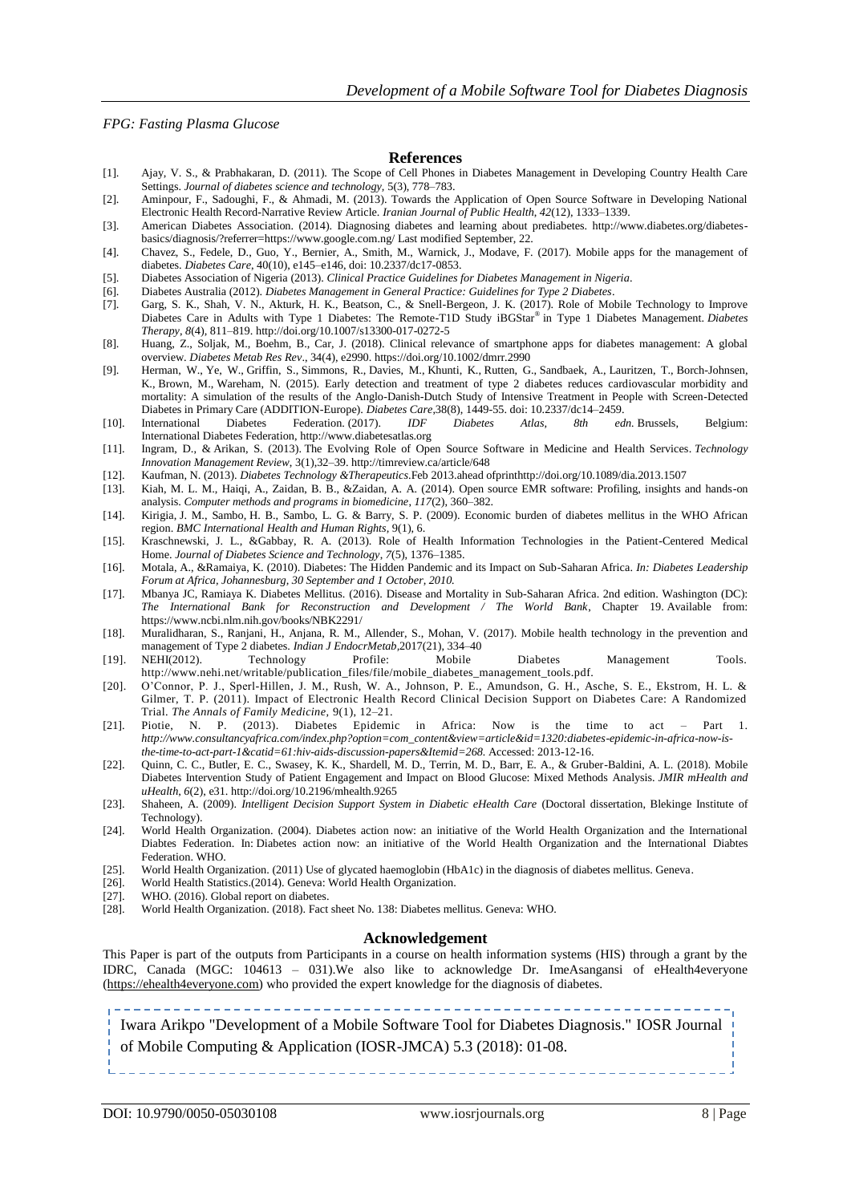*FPG: Fasting Plasma Glucose*

## References

[1]. Ajay, V. S., & Prabhakaran, D. (2011). The Scope of Cell Phones in Diabetes Management in Developing Country Health Care Settings. *Journal of diabetes science and technology*, 5(3), 778–783.

[2]. Aminpour, F., Sadoughi, F., & Ahmadi, M. (2013). Towards the Application of Open Source Software in Developing National Electronic Health Record-Narrative Review Article. *Iranian Journal of Public Health*, *42*(12), 1333–1339.

[3]. American Diabetes Association. (2014). Diagnosing diabetes and learning about prediabetes. http://www.diabetes.org/diabetes-basics/diagnosis/?referrer=https://www.google.com.ng/ Last modified September, 22.

[4]. Chavez, S., Fedele, D., Guo, Y., Bernier, A., Smith, M., Warnick, J., Modave, F. (2017). Mobile apps for the management of diabetes. *Diabetes Care*, 40(10), e145–e146, doi: 10.2337/dc17-0853.

[5]. Diabetes Association of Nigeria (2013). *Clinical Practice Guidelines for Diabetes Management in Nigeria*.

[6]. Diabetes Australia (2012). *Diabetes Management in General Practice: Guidelines for Type 2 Diabetes*.

[7]. Garg, S. K., Shah, V. N., Akturk, H. K., Beatson, C., & Snell-Bergeon, J. K. (2017). Role of Mobile Technology to Improve Diabetes Care in Adults with Type 1 Diabetes: The Remote-T1D Study iBGStar® in Type 1 Diabetes Management. *Diabetes Therapy*, *8*(4), 811–819. http://doi.org/10.1007/s13300-017-0272-5

[8]. Huang, Z., Soljak, M., Boehm, B., Car, J. (2018). Clinical relevance of smartphone apps for diabetes management: A global overview. *Diabetes Metab Res Rev*., 34(4), e2990. https://doi.org/10.1002/dmrr.2990

[9]. Herman, W., Ye, W., Griffin, S., Simmons, R., Davies, M., Khunti, K., Rutten, G., Sandbaek, A., Lauritzen, T., Borch-Johnsen, K., Brown, M., Wareham, N. (2015). Early detection and treatment of type 2 diabetes reduces cardiovascular morbidity and mortality: A simulation of the results of the Anglo-Danish-Dutch Study of Intensive Treatment in People with Screen-Detected Diabetes in Primary Care (ADDITION-Europe). *Diabetes Care*,38(8), 1449-55. doi: 10.2337/dc14–2459.

[10]. International Diabetes Federation. (2017). *IDF Diabetes Atlas, 8th edn.* Brussels, Belgium: International Diabetes Federation, http://www.diabetesatlas.org

[11]. Ingram, D., & Arikan, S. (2013). The Evolving Role of Open Source Software in Medicine and Health Services. *Technology Innovation Management Review*, 3(1),32–39. http://timreview.ca/article/648

[12]. Kaufman, N. (2013). *Diabetes Technology &Therapeutics*.Feb 2013.ahead ofprinthttp://doi.org/10.1089/dia.2013.1507

[13]. Kiah, M. L. M., Haiqi, A., Zaidan, B. B., &Zaidan, A. A. (2014). Open source EMR software: Profiling, insights and hands-on analysis. *Computer methods and programs in biomedicine*, *117*(2), 360–382.

[14]. Kirigia, J. M., Sambo, H. B., Sambo, L. G. & Barry, S. P. (2009). Economic burden of diabetes mellitus in the WHO African region. *BMC International Health and Human Rights*, 9(1), 6.

[15]. Kraschnewski, J. L., &Gabbay, R. A. (2013). Role of Health Information Technologies in the Patient-Centered Medical Home. *Journal of Diabetes Science and Technology*, *7*(5), 1376–1385.

[16]. Motala, A., &Ramaiya, K. (2010). Diabetes: The Hidden Pandemic and its Impact on Sub-Saharan Africa. *In: Diabetes Leadership Forum at Africa, Johannesburg, 30 September and 1 October, 2010.*

[17]. Mbanya JC, Ramiaya K. Diabetes Mellitus. (2016). Disease and Mortality in Sub-Saharan Africa. 2nd edition. Washington (DC): *The International Bank for Reconstruction and Development / The World Bank*, Chapter 19. Available from: https://www.ncbi.nlm.nih.gov/books/NBK2291/

[18]. Muralidharan, S., Ranjani, H., Anjana, R. M., Allender, S., Mohan, V. (2017). Mobile health technology in the prevention and management of Type 2 diabetes. *Indian J EndocrMetab*,2017(21), 334–40

[19]. NEHI(2012). Technology Profile: Mobile Diabetes Management Tools. http://www.nehi.net/writable/publication_files/file/mobile_diabetes_management_tools.pdf.

[20]. O'Connor, P. J., Sperl-Hillen, J. M., Rush, W. A., Johnson, P. E., Amundson, G. H., Asche, S. E., Ekstrom, H. L. & Gilmer, T. P. (2011). Impact of Electronic Health Record Clinical Decision Support on Diabetes Care: A Randomized Trial. *The Annals of Family Medicine*, 9(1), 12–21.

[21]. Piotie, N. P. (2013). Diabetes Epidemic in Africa: Now is the time to act – Part 1. *http://www.consultancyafrica.com/index.php?option=com_content&view=article&id=1320:diabetes-epidemic-in-africa-now-is-the-time-to-act-part-1&catid=61:hiv-aids-discussion-papers&Itemid=268.* Accessed: 2013-12-16.

[22]. Quinn, C. C., Butler, E. C., Swasey, K. K., Shardell, M. D., Terrin, M. D., Barr, E. A., & Gruber-Baldini, A. L. (2018). Mobile Diabetes Intervention Study of Patient Engagement and Impact on Blood Glucose: Mixed Methods Analysis. *JMIR mHealth and uHealth*, *6*(2), e31. http://doi.org/10.2196/mhealth.9265

[23]. Shaheen, A. (2009). *Intelligent Decision Support System in Diabetic eHealth Care* (Doctoral dissertation, Blekinge Institute of Technology).

[24]. World Health Organization. (2004). Diabetes action now: an initiative of the World Health Organization and the International Diabtes Federation. In: Diabetes action now: an initiative of the World Health Organization and the International Diabtes Federation. WHO.

[25]. World Health Organization. (2011) Use of glycated haemoglobin (HbA1c) in the diagnosis of diabetes mellitus. Geneva.

[26]. World Health Statistics.(2014). Geneva: World Health Organization.

[27]. WHO. (2016). Global report on diabetes.

[28]. World Health Organization. (2018). Fact sheet No. 138: Diabetes mellitus. Geneva: WHO.

## Acknowledgement

This Paper is part of the outputs from Participants in a course on health information systems (HIS) through a grant by the IDRC, Canada (MGC: 104613 – 031).We also like to acknowledge Dr. ImeAsangansi of eHealth4everyone (https://ehealth4everyone.com) who provided the expert knowledge for the diagnosis of diabetes.

Iwara Arikpo "Development of a Mobile Software Tool for Diabetes Diagnosis." IOSR Journal of Mobile Computing & Application (IOSR-JMCA) 5.3 (2018): 01-08.